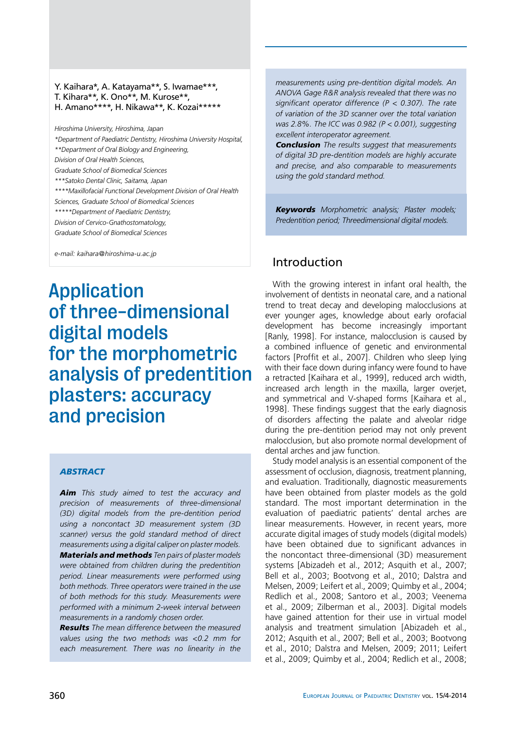Y. Kaihara*, A. Katayama**, S. Iwamae***,
T. Kihara**, K. Ono**, M. Kurose**,
H. Amano****, H. Nikawa**, K. Kozai*****

*Hiroshima University, Hiroshima, Japan*
*\*Department of Paediatric Dentistry, Hiroshima University Hospital,*
*\*\*Department of Oral Biology and Engineering,*
*Division of Oral Health Sciences,*
*Graduate School of Biomedical Sciences*
*\*\*\*Satoko Dental Clinic, Saitama, Japan*
*\*\*\*\*Maxillofacial Functional Development Division of Oral Health Sciences, Graduate School of Biomedical Sciences*
*\*\*\*\*\*Department of Paediatric Dentistry,*
*Division of Cervico-Gnathostomatology,*
*Graduate School of Biomedical Sciences*

*e-mail: kaihara@hiroshima-u.ac.jp*

# Application of three-dimensional digital models for the morphometric analysis of predentition plasters: accuracy and precision

## ABSTRACT

***Aim*** *This study aimed to test the accuracy and precision of measurements of three-dimensional (3D) digital models from the pre-dentition period using a noncontact 3D measurement system (3D scanner) versus the gold standard method of direct measurements using a digital caliper on plaster models.*
***Materials and methods*** *Ten pairs of plaster models were obtained from children during the predentition period. Linear measurements were performed using both methods. Three operators were trained in the use of both methods for this study. Measurements were performed with a minimum 2-week interval between measurements in a randomly chosen order.*
***Results*** *The mean difference between the measured values using the two methods was <0.2 mm for each measurement. There was no linearity in the measurements using pre-dentition digital models. An ANOVA Gage R&R analysis revealed that there was no significant operator difference ($P < 0.307$). The rate of variation of the 3D scanner over the total variation was 2.8%. The ICC was 0.982 ($P < 0.001$), suggesting excellent interoperator agreement.*
***Conclusion*** *The results suggest that measurements of digital 3D pre-dentition models are highly accurate and precise, and also comparable to measurements using the gold standard method.*

***Keywords*** *Morphometric analysis; Plaster models; Predentition period; Threedimensional digital models.*

## Introduction

With the growing interest in infant oral health, the involvement of dentists in neonatal care, and a national trend to treat decay and developing malocclusions at ever younger ages, knowledge about early orofacial development has become increasingly important [Ranly, 1998]. For instance, malocclusion is caused by a combined influence of genetic and environmental factors [Proffit et al., 2007]. Children who sleep lying with their face down during infancy were found to have a retracted [Kaihara et al., 1999], reduced arch width, increased arch length in the maxilla, larger overjet, and symmetrical and V-shaped forms [Kaihara et al., 1998]. These findings suggest that the early diagnosis of disorders affecting the palate and alveolar ridge during the pre-dentition period may not only prevent malocclusion, but also promote normal development of dental arches and jaw function.

Study model analysis is an essential component of the assessment of occlusion, diagnosis, treatment planning, and evaluation. Traditionally, diagnostic measurements have been obtained from plaster models as the gold standard. The most important determination in the evaluation of paediatric patients' dental arches are linear measurements. However, in recent years, more accurate digital images of study models (digital models) have been obtained due to significant advances in the noncontact three-dimensional (3D) measurement systems [Abizadeh et al., 2012; Asquith et al., 2007; Bell et al., 2003; Bootvong et al., 2010; Dalstra and Melsen, 2009; Leifert et al., 2009; Quimby et al., 2004; Redlich et al., 2008; Santoro et al., 2003; Veenema et al., 2009; Zilberman et al., 2003]. Digital models have gained attention for their use in virtual model analysis and treatment simulation [Abizadeh et al., 2012; Asquith et al., 2007; Bell et al., 2003; Bootvong et al., 2010; Dalstra and Melsen, 2009; 2011; Leifert et al., 2009; Quimby et al., 2004; Redlich et al., 2008;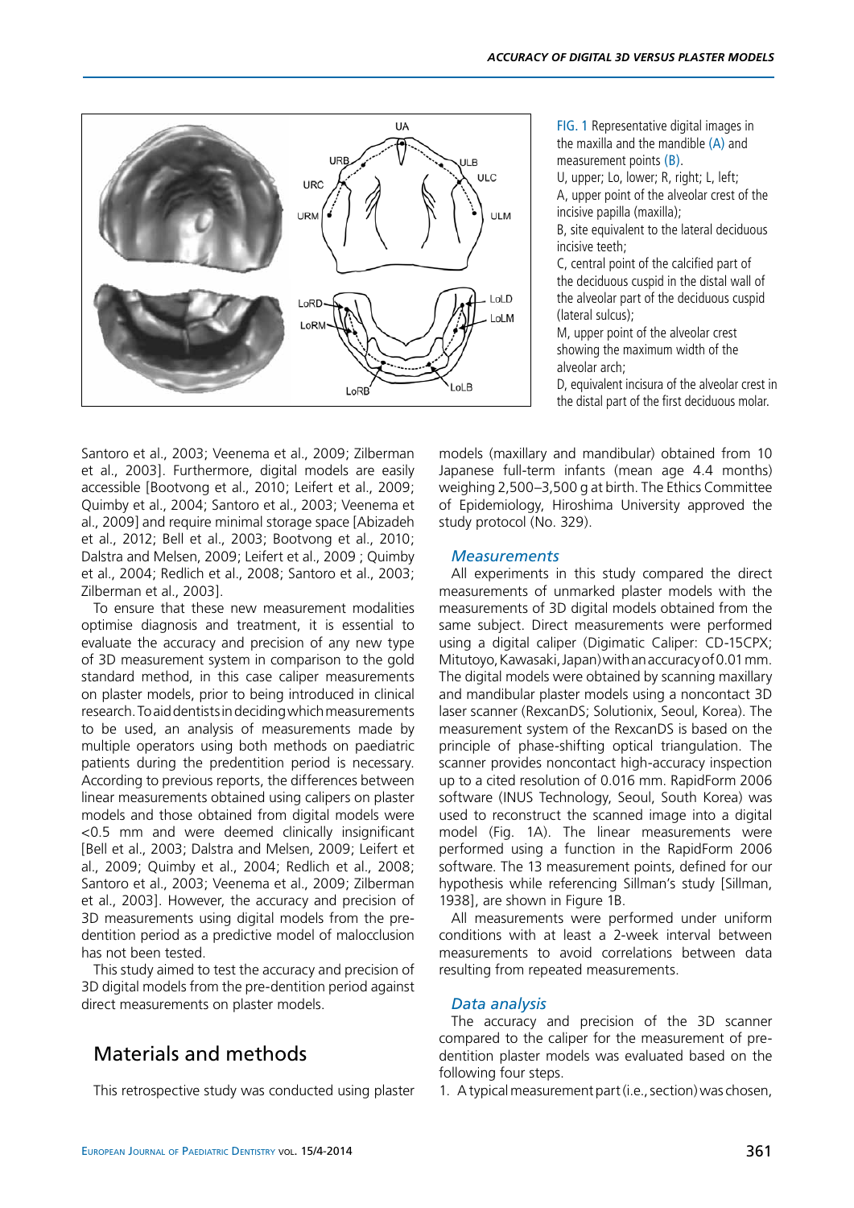FIG. 1 Representative digital images in the maxilla and the mandible (A) and measurement points (B).
U, upper; Lo, lower; R, right; L, left;
A, upper point of the alveolar crest of the incisive papilla (maxilla);
B, site equivalent to the lateral deciduous incisive teeth;
C, central point of the calcified part of the deciduous cuspid in the distal wall of the alveolar part of the deciduous cuspid (lateral sulcus);
M, upper point of the alveolar crest showing the maximum width of the alveolar arch;
D, equivalent incisura of the alveolar crest in the distal part of the first deciduous molar.

Santoro et al., 2003; Veenema et al., 2009; Zilberman et al., 2003]. Furthermore, digital models are easily accessible [Bootvong et al., 2010; Leifert et al., 2009; Quimby et al., 2004; Santoro et al., 2003; Veenema et al., 2009] and require minimal storage space [Abizadeh et al., 2012; Bell et al., 2003; Bootvong et al., 2010; Dalstra and Melsen, 2009; Leifert et al., 2009 ; Quimby et al., 2004; Redlich et al., 2008; Santoro et al., 2003; Zilberman et al., 2003].

To ensure that these new measurement modalities optimise diagnosis and treatment, it is essential to evaluate the accuracy and precision of any new type of 3D measurement system in comparison to the gold standard method, in this case caliper measurements on plaster models, prior to being introduced in clinical research. To aid dentists in deciding which measurements to be used, an analysis of measurements made by multiple operators using both methods on paediatric patients during the predentition period is necessary. According to previous reports, the differences between linear measurements obtained using calipers on plaster models and those obtained from digital models were <0.5 mm and were deemed clinically insignificant [Bell et al., 2003; Dalstra and Melsen, 2009; Leifert et al., 2009; Quimby et al., 2004; Redlich et al., 2008; Santoro et al., 2003; Veenema et al., 2009; Zilberman et al., 2003]. However, the accuracy and precision of 3D measurements using digital models from the pre-dentition period as a predictive model of malocclusion has not been tested.

This study aimed to test the accuracy and precision of 3D digital models from the pre-dentition period against direct measurements on plaster models.

## Materials and methods

This retrospective study was conducted using plaster models (maxillary and mandibular) obtained from 10 Japanese full-term infants (mean age 4.4 months) weighing 2,500–3,500 g at birth. The Ethics Committee of Epidemiology, Hiroshima University approved the study protocol (No. 329).

### *Measurements*

All experiments in this study compared the direct measurements of unmarked plaster models with the measurements of 3D digital models obtained from the same subject. Direct measurements were performed using a digital caliper (Digimatic Caliper: CD-15CPX; Mitutoyo, Kawasaki, Japan) with an accuracy of 0.01 mm. The digital models were obtained by scanning maxillary and mandibular plaster models using a noncontact 3D laser scanner (RexcanDS; Solutionix, Seoul, Korea). The measurement system of the RexcanDS is based on the principle of phase-shifting optical triangulation. The scanner provides noncontact high-accuracy inspection up to a cited resolution of 0.016 mm. RapidForm 2006 software (INUS Technology, Seoul, South Korea) was used to reconstruct the scanned image into a digital model (Fig. 1A). The linear measurements were performed using a function in the RapidForm 2006 software. The 13 measurement points, defined for our hypothesis while referencing Sillman's study [Sillman, 1938], are shown in Figure 1B.

All measurements were performed under uniform conditions with at least a 2-week interval between measurements to avoid correlations between data resulting from repeated measurements.

### *Data analysis*

The accuracy and precision of the 3D scanner compared to the caliper for the measurement of pre-dentition plaster models was evaluated based on the following four steps.

1. A typical measurement part (i.e., section) was chosen,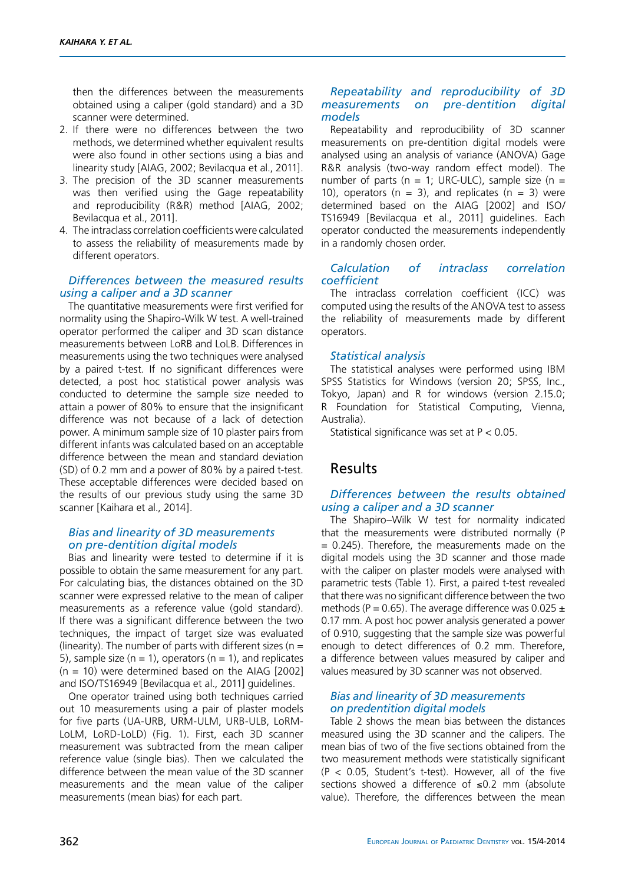then the differences between the measurements obtained using a caliper (gold standard) and a 3D scanner were determined.

2. If there were no differences between the two methods, we determined whether equivalent results were also found in other sections using a bias and linearity study [AIAG, 2002; Bevilacqua et al., 2011].
3. The precision of the 3D scanner measurements was then verified using the Gage repeatability and reproducibility (R&R) method [AIAG, 2002; Bevilacqua et al., 2011].
4. The intraclass correlation coefficients were calculated to assess the reliability of measurements made by different operators.

### *Differences between the measured results using a caliper and a 3D scanner*

The quantitative measurements were first verified for normality using the Shapiro-Wilk W test. A well-trained operator performed the caliper and 3D scan distance measurements between LoRB and LoLB. Differences in measurements using the two techniques were analysed by a paired t-test. If no significant differences were detected, a post hoc statistical power analysis was conducted to determine the sample size needed to attain a power of 80% to ensure that the insignificant difference was not because of a lack of detection power. A minimum sample size of 10 plaster pairs from different infants was calculated based on an acceptable difference between the mean and standard deviation (SD) of 0.2 mm and a power of 80% by a paired t-test. These acceptable differences were decided based on the results of our previous study using the same 3D scanner [Kaihara et al., 2014].

### *Bias and linearity of 3D measurements on pre-dentition digital models*

Bias and linearity were tested to determine if it is possible to obtain the same measurement for any part. For calculating bias, the distances obtained on the 3D scanner were expressed relative to the mean of caliper measurements as a reference value (gold standard). If there was a significant difference between the two techniques, the impact of target size was evaluated (linearity). The number of parts with different sizes (n = 5), sample size (n = 1), operators (n = 1), and replicates (n = 10) were determined based on the AIAG [2002] and ISO/TS16949 [Bevilacqua et al., 2011] guidelines.

One operator trained using both techniques carried out 10 measurements using a pair of plaster models for five parts (UA-URB, URM-ULM, URB-ULB, LoRM-LoLM, LoRD-LoLD) (Fig. 1). First, each 3D scanner measurement was subtracted from the mean caliper reference value (single bias). Then we calculated the difference between the mean value of the 3D scanner measurements and the mean value of the caliper measurements (mean bias) for each part.

### *Repeatability and reproducibility of 3D measurements on pre-dentition digital models*

Repeatability and reproducibility of 3D scanner measurements on pre-dentition digital models were analysed using an analysis of variance (ANOVA) Gage R&R analysis (two-way random effect model). The number of parts (n = 1; URC-ULC), sample size (n = 10), operators (n = 3), and replicates (n = 3) were determined based on the AIAG [2002] and ISO/TS16949 [Bevilacqua et al., 2011] guidelines. Each operator conducted the measurements independently in a randomly chosen order.

### *Calculation of intraclass correlation coefficient*

The intraclass correlation coefficient (ICC) was computed using the results of the ANOVA test to assess the reliability of measurements made by different operators.

### *Statistical analysis*

The statistical analyses were performed using IBM SPSS Statistics for Windows (version 20; SPSS, Inc., Tokyo, Japan) and R for windows (version 2.15.0; R Foundation for Statistical Computing, Vienna, Australia).

Statistical significance was set at $P < 0.05$.

## Results

### *Differences between the results obtained using a caliper and a 3D scanner*

The Shapiro–Wilk W test for normality indicated that the measurements were distributed normally ($P = 0.245$). Therefore, the measurements made on the digital models using the 3D scanner and those made with the caliper on plaster models were analysed with parametric tests (Table 1). First, a paired t-test revealed that there was no significant difference between the two methods ($P = 0.65$). The average difference was $0.025 \pm 0.17$ mm. A post hoc power analysis generated a power of 0.910, suggesting that the sample size was powerful enough to detect differences of 0.2 mm. Therefore, a difference between values measured by caliper and values measured by 3D scanner was not observed.

### *Bias and linearity of 3D measurements on predentition digital models*

Table 2 shows the mean bias between the distances measured using the 3D scanner and the calipers. The mean bias of two of the five sections obtained from the two measurement methods were statistically significant ($P < 0.05$, Student's t-test). However, all of the five sections showed a difference of ≤0.2 mm (absolute value). Therefore, the differences between the mean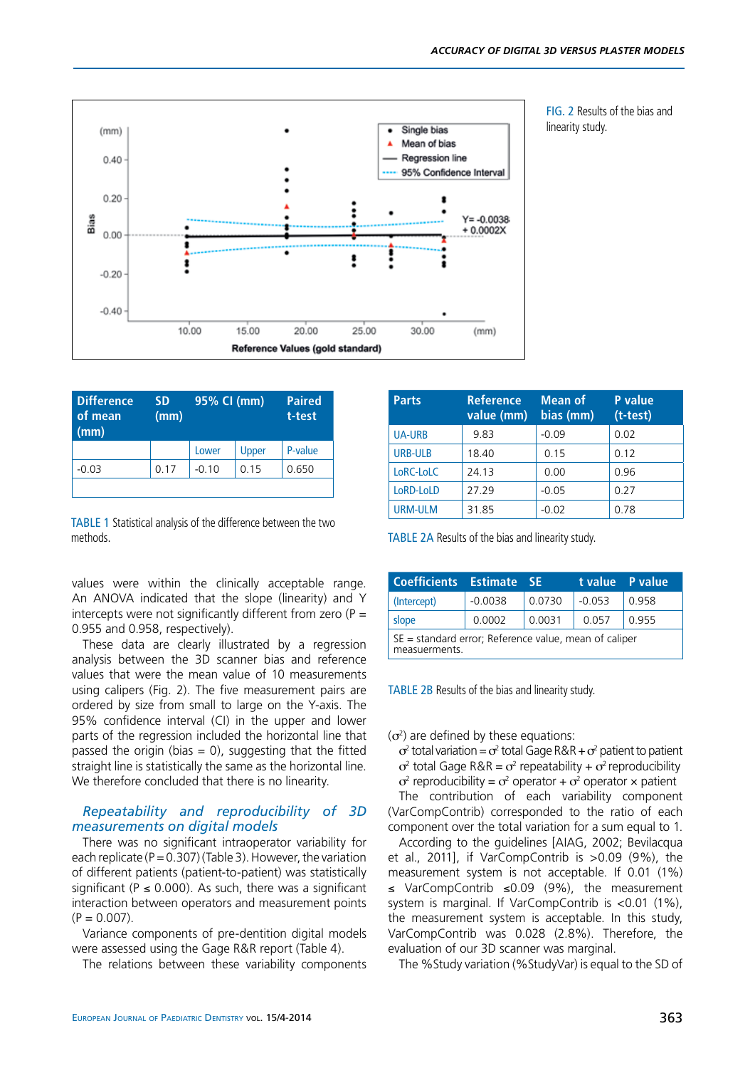FIG. 2 Results of the bias and linearity study.

| Difference of mean (mm) | SD (mm) | 95% CI (mm) | | Paired t-test |
|---|---|---|---|---|
| | | Lower | Upper | P-value |
| -0.03 | 0.17 | -0.10 | 0.15 | 0.650 |

TABLE 1 Statistical analysis of the difference between the two methods.

| Parts | Reference value (mm) | Mean of bias (mm) | P value (t-test) |
|---|---|---|---|
| UA-URB | 9.83 | -0.09 | 0.02 |
| URB-ULB | 18.40 | 0.15 | 0.12 |
| LoRC-LoLC | 24.13 | 0.00 | 0.96 |
| LoRD-LoLD | 27.29 | -0.05 | 0.27 |
| URM-ULM | 31.85 | -0.02 | 0.78 |

TABLE 2A Results of the bias and linearity study.

| Coefficients | Estimate | SE | t value | P value |
|---|---|---|---|---|
| (Intercept) | -0.0038 | 0.0730 | -0.053 | 0.958 |
| slope | 0.0002 | 0.0031 | 0.057 | 0.955 |

SE = standard error; Reference value, mean of caliper measurements.

TABLE 2B Results of the bias and linearity study.

values were within the clinically acceptable range. An ANOVA indicated that the slope (linearity) and Y intercepts were not significantly different from zero (P = 0.955 and 0.958, respectively).

These data are clearly illustrated by a regression analysis between the 3D scanner bias and reference values that were the mean value of 10 measurements using calipers (Fig. 2). The five measurement pairs are ordered by size from small to large on the Y-axis. The 95% confidence interval (CI) in the upper and lower parts of the regression included the horizontal line that passed the origin (bias = 0), suggesting that the fitted straight line is statistically the same as the horizontal line. We therefore concluded that there is no linearity.

### *Repeatability and reproducibility of 3D measurements on digital models*

There was no significant intraoperator variability for each replicate (P = 0.307) (Table 3). However, the variation of different patients (patient-to-patient) was statistically significant (P ≤ 0.000). As such, there was a significant interaction between operators and measurement points (P = 0.007).

Variance components of pre-dentition digital models were assessed using the Gage R&R report (Table 4).

The relations between these variability components ($\sigma^2$) are defined by these equations:

$\sigma^2$ total variation = $\sigma^2$ total Gage R&R + $\sigma^2$ patient to patient

$\sigma^2$ total Gage R&R = $\sigma^2$ repeatability + $\sigma^2$ reproducibility

$\sigma^2$ reproducibility = $\sigma^2$ operator + $\sigma^2$ operator × patient

The contribution of each variability component (VarCompContrib) corresponded to the ratio of each component over the total variation for a sum equal to 1.

According to the guidelines [AIAG, 2002; Bevilacqua et al., 2011], if VarCompContrib is >0.09 (9%), the measurement system is not acceptable. If 0.01 (1%) ≤ VarCompContrib ≤0.09 (9%), the measurement system is marginal. If VarCompContrib is <0.01 (1%), the measurement system is acceptable. In this study, VarCompContrib was 0.028 (2.8%). Therefore, the evaluation of our 3D scanner was marginal.

The %Study variation (%StudyVar) is equal to the SD of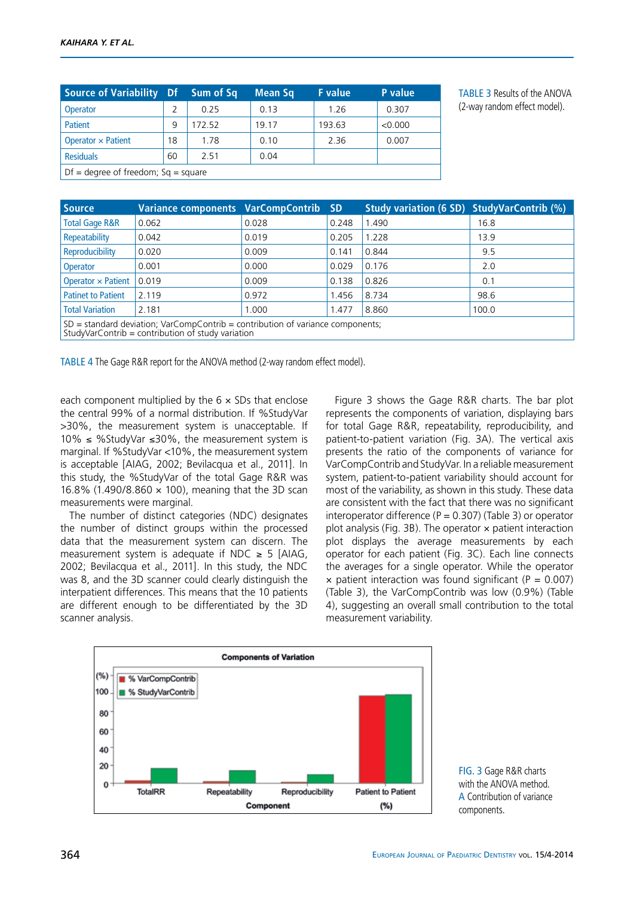| Source of Variability | Df | Sum of Sq | Mean Sq | F value | P value |
|---|---|---|---|---|---|
| Operator | 2 | 0.25 | 0.13 | 1.26 | 0.307 |
| Patient | 9 | 172.52 | 19.17 | 193.63 | <0.000 |
| Operator × Patient | 18 | 1.78 | 0.10 | 2.36 | 0.007 |
| Residuals | 60 | 2.51 | 0.04 | | |

Df = degree of freedom; Sq = square

TABLE 3 Results of the ANOVA (2-way random effect model).

| Source | Variance components | VarCompContrib | SD | Study variation (6 SD) | StudyVarContrib (%) |
|---|---|---|---|---|---|
| Total Gage R&R | 0.062 | 0.028 | 0.248 | 1.490 | 16.8 |
| Repeatability | 0.042 | 0.019 | 0.205 | 1.228 | 13.9 |
| Reproducibility | 0.020 | 0.009 | 0.141 | 0.844 | 9.5 |
| Operator | 0.001 | 0.000 | 0.029 | 0.176 | 2.0 |
| Operator × Patient | 0.019 | 0.009 | 0.138 | 0.826 | 0.1 |
| Patinet to Patient | 2.119 | 0.972 | 1.456 | 8.734 | 98.6 |
| Total Variation | 2.181 | 1.000 | 1.477 | 8.860 | 100.0 |

SD = standard deviation; VarCompContrib = contribution of variance components; StudyVarContrib = contribution of study variation

TABLE 4 The Gage R&R report for the ANOVA method (2-way random effect model).

each component multiplied by the 6 × SDs that enclose the central 99% of a normal distribution. If %StudyVar >30%, the measurement system is unacceptable. If 10% ≤ %StudyVar ≤30%, the measurement system is marginal. If %StudyVar <10%, the measurement system is acceptable [AIAG, 2002; Bevilacqua et al., 2011]. In this study, the %StudyVar of the total Gage R&R was 16.8% (1.490/8.860 × 100), meaning that the 3D scan measurements were marginal.

The number of distinct categories (NDC) designates the number of distinct groups within the processed data that the measurement system can discern. The measurement system is adequate if NDC ≥ 5 [AIAG, 2002; Bevilacqua et al., 2011]. In this study, the NDC was 8, and the 3D scanner could clearly distinguish the interpatient differences. This means that the 10 patients are different enough to be differentiated by the 3D scanner analysis.

Figure 3 shows the Gage R&R charts. The bar plot represents the components of variation, displaying bars for total Gage R&R, repeatability, reproducibility, and patient-to-patient variation (Fig. 3A). The vertical axis presents the ratio of the components of variance for VarCompContrib and StudyVar. In a reliable measurement system, patient-to-patient variability should account for most of the variability, as shown in this study. These data are consistent with the fact that there was no significant interoperator difference ($P = 0.307$) (Table 3) or operator plot analysis (Fig. 3B). The operator × patient interaction plot displays the average measurements by each operator for each patient (Fig. 3C). Each line connects the averages for a single operator. While the operator × patient interaction was found significant ($P = 0.007$) (Table 3), the VarCompContrib was low (0.9%) (Table 4), suggesting an overall small contribution to the total measurement variability.

FIG. 3 Gage R&R charts with the ANOVA method. A Contribution of variance components.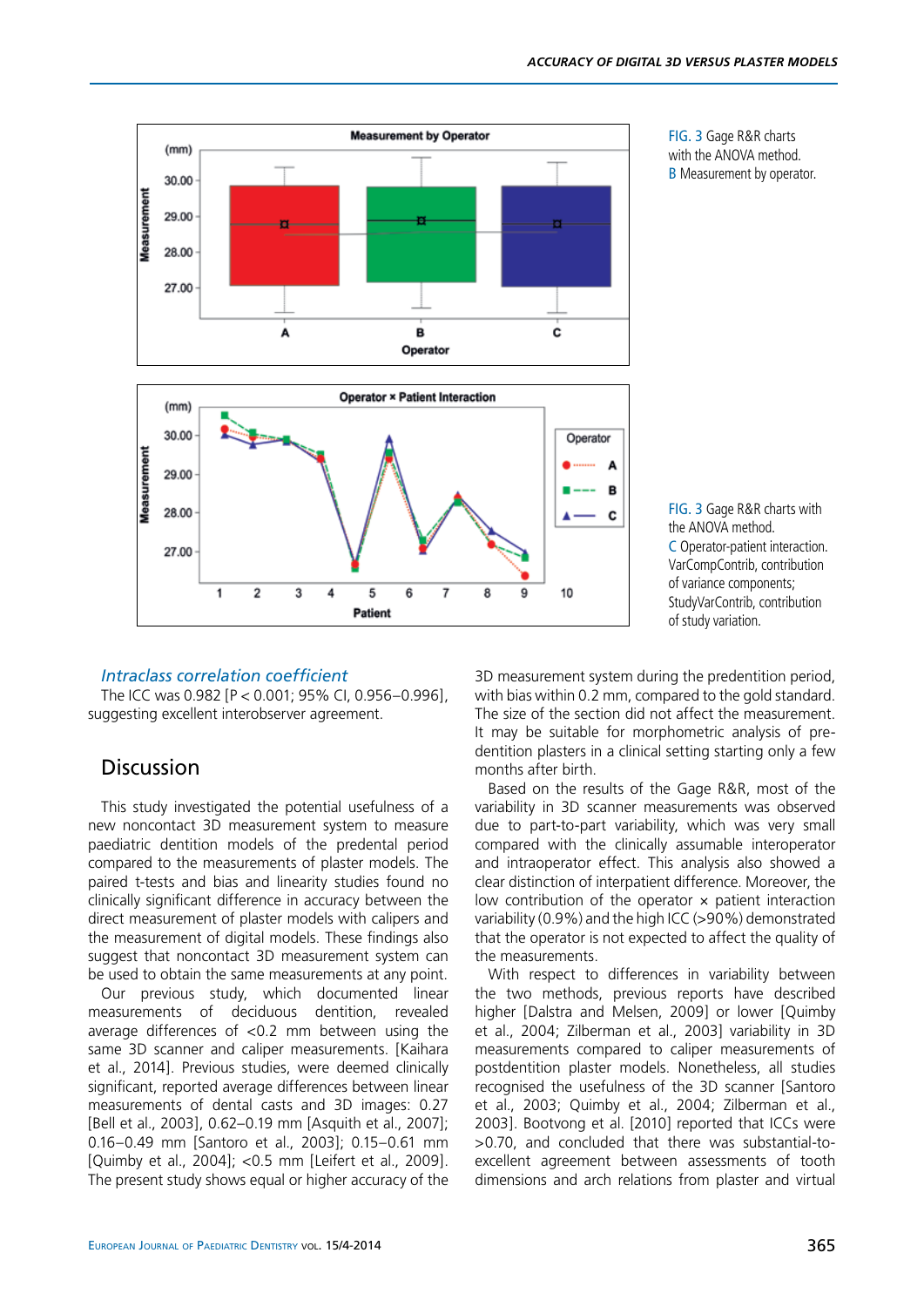FIG. 3 Gage R&R charts with the ANOVA method. B Measurement by operator.

FIG. 3 Gage R&R charts with the ANOVA method. C Operator-patient interaction. VarCompContrib, contribution of variance components; StudyVarContrib, contribution of study variation.

### *Intraclass correlation coefficient*

The ICC was 0.982 [P < 0.001; 95% CI, 0.956–0.996], suggesting excellent interobserver agreement.

## Discussion

This study investigated the potential usefulness of a new noncontact 3D measurement system to measure paediatric dentition models of the predental period compared to the measurements of plaster models. The paired t-tests and bias and linearity studies found no clinically significant difference in accuracy between the direct measurement of plaster models with calipers and the measurement of digital models. These findings also suggest that noncontact 3D measurement system can be used to obtain the same measurements at any point.

Our previous study, which documented linear measurements of deciduous dentition, revealed average differences of <0.2 mm between using the same 3D scanner and caliper measurements. [Kaihara et al., 2014]. Previous studies, were deemed clinically significant, reported average differences between linear measurements of dental casts and 3D images: 0.27 [Bell et al., 2003], 0.62–0.19 mm [Asquith et al., 2007]; 0.16–0.49 mm [Santoro et al., 2003]; 0.15–0.61 mm [Quimby et al., 2004]; <0.5 mm [Leifert et al., 2009]. The present study shows equal or higher accuracy of the 3D measurement system during the predentition period, with bias within 0.2 mm, compared to the gold standard. The size of the section did not affect the measurement. It may be suitable for morphometric analysis of predentition plasters in a clinical setting starting only a few months after birth.

Based on the results of the Gage R&R, most of the variability in 3D scanner measurements was observed due to part-to-part variability, which was very small compared with the clinically assumable interoperator and intraoperator effect. This analysis also showed a clear distinction of interpatient difference. Moreover, the low contribution of the operator × patient interaction variability (0.9%) and the high ICC (>90%) demonstrated that the operator is not expected to affect the quality of the measurements.

With respect to differences in variability between the two methods, previous reports have described higher [Dalstra and Melsen, 2009] or lower [Quimby et al., 2003; Quimby et al., 2004; Zilberman et al., 2003] variability in 3D measurements compared to caliper measurements of postdentition plaster models. Nonetheless, all studies recognised the usefulness of the 3D scanner [Santoro et al., 2003; Quimby et al., 2004; Zilberman et al., 2003]. Bootvong et al. [2010] reported that ICCs were >0.70, and concluded that there was substantial-to-excellent agreement between assessments of tooth dimensions and arch relations from plaster and virtual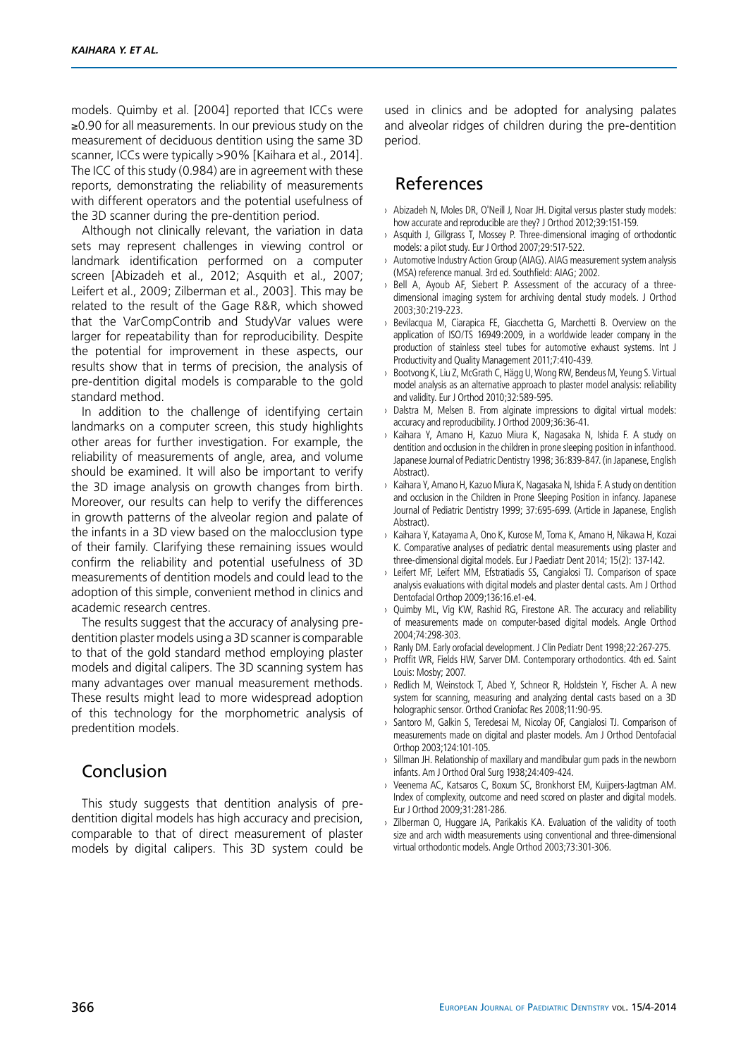models. Quimby et al. [2004] reported that ICCs were ≥0.90 for all measurements. In our previous study on the measurement of deciduous dentition using the same 3D scanner, ICCs were typically >90% [Kaihara et al., 2014]. The ICC of this study (0.984) are in agreement with these reports, demonstrating the reliability of measurements with different operators and the potential usefulness of the 3D scanner during the pre-dentition period.

Although not clinically relevant, the variation in data sets may represent challenges in viewing control or landmark identification performed on a computer screen [Abizadeh et al., 2012; Asquith et al., 2007; Leifert et al., 2009; Zilberman et al., 2003]. This may be related to the result of the Gage R&R, which showed that the VarCompContrib and StudyVar values were larger for repeatability than for reproducibility. Despite the potential for improvement in these aspects, our results show that in terms of precision, the analysis of pre-dentition digital models is comparable to the gold standard method.

In addition to the challenge of identifying certain landmarks on a computer screen, this study highlights other areas for further investigation. For example, the reliability of measurements of angle, area, and volume should be examined. It will also be important to verify the 3D image analysis on growth changes from birth. Moreover, our results can help to verify the differences in growth patterns of the alveolar region and palate of the infants in a 3D view based on the malocclusion type of their family. Clarifying these remaining issues would confirm the reliability and potential usefulness of 3D measurements of dentition models and could lead to the adoption of this simple, convenient method in clinics and academic research centres.

The results suggest that the accuracy of analysing pre-dentition plaster models using a 3D scanner is comparable to that of the gold standard method employing plaster models and digital calipers. The 3D scanning system has many advantages over manual measurement methods. These results might lead to more widespread adoption of this technology for the morphometric analysis of predentition models.

## Conclusion

This study suggests that dentition analysis of pre-dentition digital models has high accuracy and precision, comparable to that of direct measurement of plaster models by digital calipers. This 3D system could be used in clinics and be adopted for analysing palates and alveolar ridges of children during the pre-dentition period.

## References

- Abizadeh N, Moles DR, O'Neill J, Noar JH. Digital versus plaster study models: how accurate and reproducible are they? J Orthod 2012;39:151-159.
- Asquith J, Gillgrass T, Mossey P. Three-dimensional imaging of orthodontic models: a pilot study. Eur J Orthod 2007;29:517-522.
- Automotive Industry Action Group (AIAG). AIAG measurement system analysis (MSA) reference manual. 3rd ed. Southfield: AIAG; 2002.
- Bell A, Ayoub AF, Siebert P. Assessment of the accuracy of a three-dimensional imaging system for archiving dental study models. J Orthod 2003;30:219-223.
- Bevilacqua M, Ciarapica FE, Giacchetta G, Marchetti B. Overview on the application of ISO/TS 16949:2009, in a worldwide leader company in the production of stainless steel tubes for automotive exhaust systems. Int J Productivity and Quality Management 2011;7:410-439.
- Bootvong K, Liu Z, McGrath C, Hägg U, Wong RW, Bendeus M, Yeung S. Virtual model analysis as an alternative approach to plaster model analysis: reliability and validity. Eur J Orthod 2010;32:589-595.
- Dalstra M, Melsen B. From alginate impressions to digital virtual models: accuracy and reproducibility. J Orthod 2009;36:36-41.
- Kaihara Y, Amano H, Kazuo Miura K, Nagasaka N, Ishida F. A study on dentition and occlusion in the children in prone sleeping position in infanthood. Japanese Journal of Pediatric Dentistry 1998; 36:839-847. (in Japanese, English Abstract).
- Kaihara Y, Amano H, Kazuo Miura K, Nagasaka N, Ishida F. A study on dentition and occlusion in the Children in Prone Sleeping Position in infancy. Japanese Journal of Pediatric Dentistry 1999; 37:695-699. (Article in Japanese, English Abstract).
- Kaihara Y, Katayama A, Ono K, Kurose M, Toma K, Amano H, Nikawa H, Kozai K. Comparative analyses of pediatric dental measurements using plaster and three-dimensional digital models. Eur J Paediatr Dent 2014; 15(2): 137-142.
- Leifert MF, Leifert MM, Efstratiadis SS, Cangialosi TJ. Comparison of space analysis evaluations with digital models and plaster dental casts. Am J Orthod Dentofacial Orthop 2009;136:16.e1-e4.
- Quimby ML, Vig KW, Rashid RG, Firestone AR. The accuracy and reliability of measurements made on computer-based digital models. Angle Orthod 2004;74:298-303.
- Ranly DM. Early orofacial development. J Clin Pediatr Dent 1998;22:267-275.
- Proffit WR, Fields HW, Sarver DM. Contemporary orthodontics. 4th ed. Saint Louis: Mosby; 2007.
- Redlich M, Weinstock T, Abed Y, Schneor R, Holdstein Y, Fischer A. A new system for scanning, measuring and analyzing dental casts based on a 3D holographic sensor. Orthod Craniofac Res 2008;11:90-95.
- Santoro M, Galkin S, Teredesai M, Nicolay OF, Cangialosi TJ. Comparison of measurements made on digital and plaster models. Am J Orthod Dentofacial Orthop 2003;124:101-105.
- Sillman JH. Relationship of maxillary and mandibular gum pads in the newborn infants. Am J Orthod Oral Surg 1938;24:409-424.
- Veenema AC, Katsaros C, Boxum SC, Bronkhorst EM, Kuijpers-Jagtman AM. Index of complexity, outcome and need scored on plaster and digital models. Eur J Orthod 2009;31:281-286.
- Zilberman O, Huggare JA, Parikakis KA. Evaluation of the validity of tooth size and arch width measurements using conventional and three-dimensional virtual orthodontic models. Angle Orthod 2003;73:301-306.